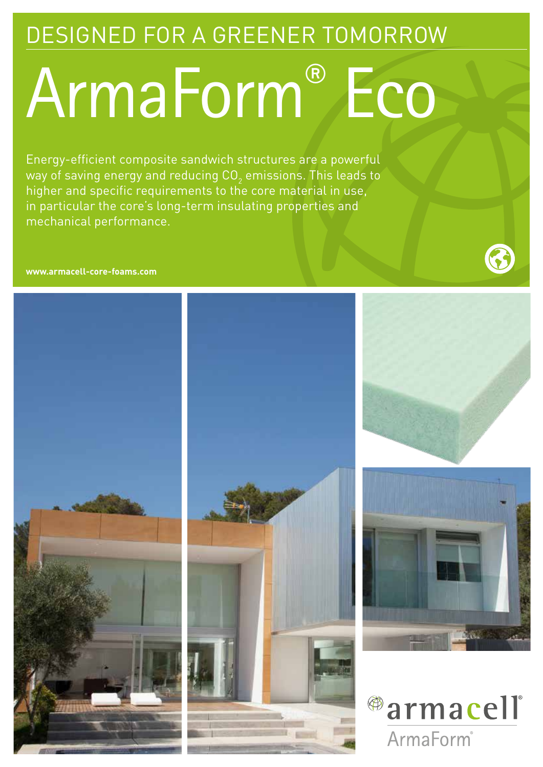DESIGNED FOR A GREENER TOMORROW

# ArmaForm® Eco

Energy-efficient composite sandwich structures are a powerful way of saving energy and reducing $CO_2$ emissions. This leads to higher and specific requirements to the core material in use, in particular the core's long-term insulating properties and mechanical performance.

**www.armacell-core-foams.com**

armacell®

ArmaForm®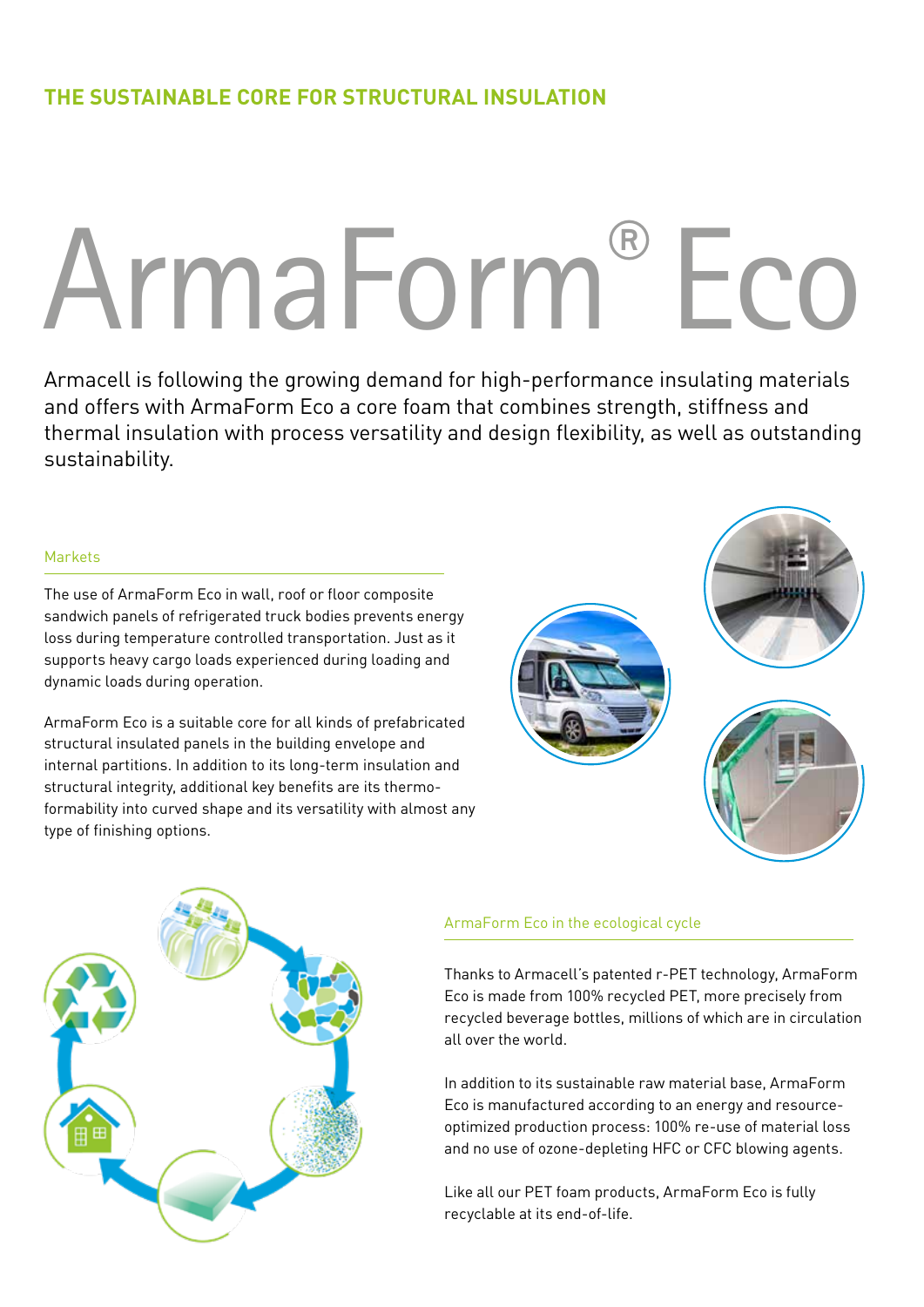### THE SUSTAINABLE CORE FOR STRUCTURAL INSULATION

# ArmaForm® Eco

Armacell is following the growing demand for high-performance insulating materials and offers with ArmaForm Eco a core foam that combines strength, stiffness and thermal insulation with process versatility and design flexibility, as well as outstanding sustainability.

## Markets

The use of ArmaForm Eco in wall, roof or floor composite sandwich panels of refrigerated truck bodies prevents energy loss during temperature controlled transportation. Just as it supports heavy cargo loads experienced during loading and dynamic loads during operation.

ArmaForm Eco is a suitable core for all kinds of prefabricated structural insulated panels in the building envelope and internal partitions. In addition to its long-term insulation and structural integrity, additional key benefits are its thermo-formability into curved shape and its versatility with almost any type of finishing options.

## ArmaForm Eco in the ecological cycle

Thanks to Armacell's patented r-PET technology, ArmaForm Eco is made from 100% recycled PET, more precisely from recycled beverage bottles, millions of which are in circulation all over the world.

In addition to its sustainable raw material base, ArmaForm Eco is manufactured according to an energy and resource-optimized production process: 100% re-use of material loss and no use of ozone-depleting HFC or CFC blowing agents.

Like all our PET foam products, ArmaForm Eco is fully recyclable at its end-of-life.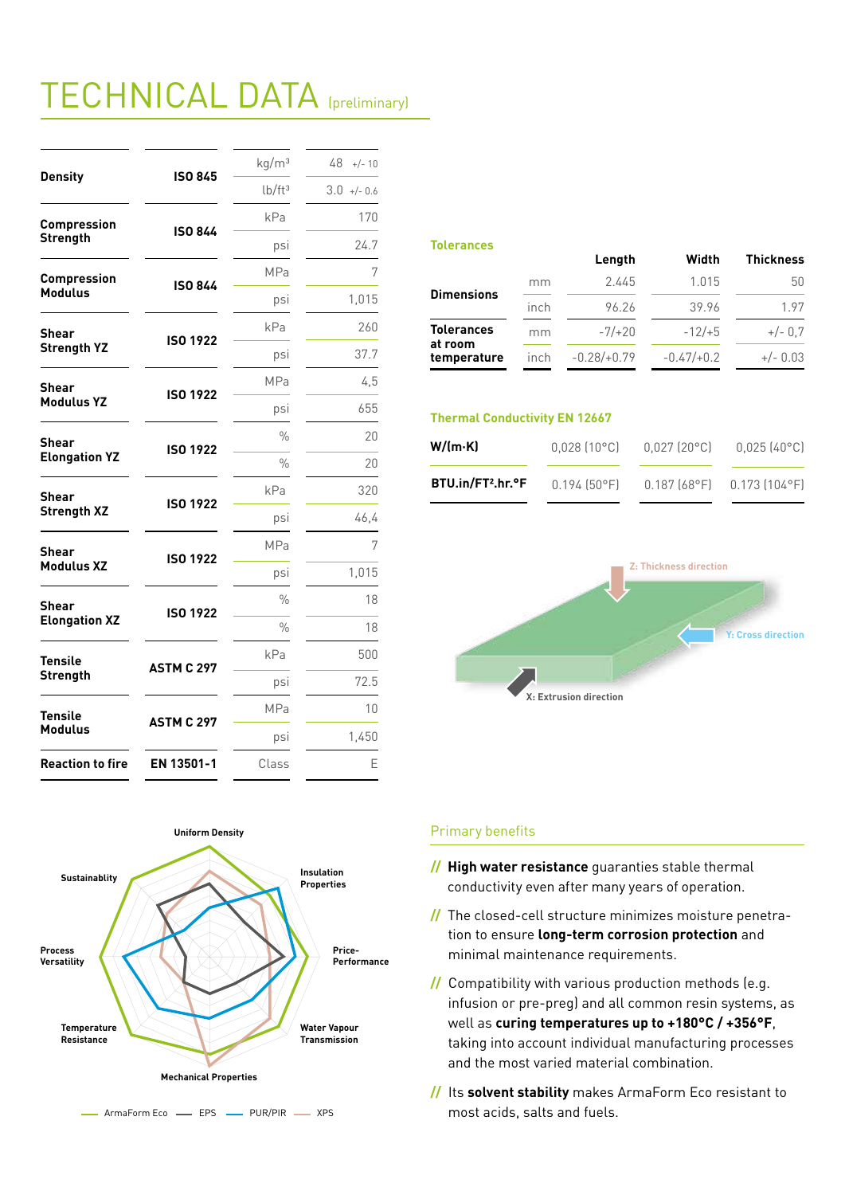# TECHNICAL DATA (preliminary)

| Property | Standard | Unit | Value |
|---|---|---|---|
| Density | ISO 845 | $kg/m^3$ | 48 +/- 10 |
| | | $lb/ft^3$ | 3.0 +/- 0.6 |
| Compression Strength | ISO 844 | kPa | 170 |
| | | psi | 24.7 |
| Compression Modulus | ISO 844 | MPa | 7 |
| | | psi | 1,015 |
| Shear Strength YZ | ISO 1922 | kPa | 260 |
| | | psi | 37.7 |
| Shear Modulus YZ | ISO 1922 | MPa | 4,5 |
| | | psi | 655 |
| Shear Elongation YZ | ISO 1922 | % | 20 |
| | | % | 20 |
| Shear Strength XZ | ISO 1922 | kPa | 320 |
| | | psi | 46,4 |
| Shear Modulus XZ | ISO 1922 | MPa | 7 |
| | | psi | 1,015 |
| Shear Elongation XZ | ISO 1922 | % | 18 |
| | | % | 18 |
| Tensile Strength | ASTM C 297 | kPa | 500 |
| | | psi | 72.5 |
| Tensile Modulus | ASTM C 297 | MPa | 10 |
| | | psi | 1,450 |
| Reaction to fire | EN 13501-1 | Class | E |

## Tolerances

| | | Length | Width | Thickness |
|---|---|---|---|---|
| Dimensions | mm | 2.445 | 1.015 | 50 |
| | inch | 96.26 | 39.96 | 1.97 |
| Tolerances at room temperature | mm | -7/+20 | -12/+5 | +/- 0,7 |
| | inch | -0.28/+0.79 | -0.47/+0.2 | +/- 0.03 |

## Thermal Conductivity EN 12667

| | | | |
|---|---|---|---|
| W/(m·K) | 0,028 (10°C) | 0,027 (20°C) | 0,025 (40°C) |
| $BTU.in/FT^2.hr.°F$ | 0.194 (50°F) | 0.187 (68°F) | 0.173 (104°F) |

Z: Thickness direction

Y: Cross direction

X: Extrusion direction

Uniform Density, Insulation Properties, Price-Performance, Water Vapour Transmission, Mechanical Properties, Temperature Resistance, Process Versatility, Sustainablity

ArmaForm Eco — EPS — PUR/PIR — XPS

## Primary benefits

- // **High water resistance** guaranties stable thermal conductivity even after many years of operation.
- // The closed-cell structure minimizes moisture penetration to ensure **long-term corrosion protection** and minimal maintenance requirements.
- // Compatibility with various production methods (e.g. infusion or pre-preg) and all common resin systems, as well as **curing temperatures up to +180°C / +356°F**, taking into account individual manufacturing processes and the most varied material combination.
- // Its **solvent stability** makes ArmaForm Eco resistant to most acids, salts and fuels.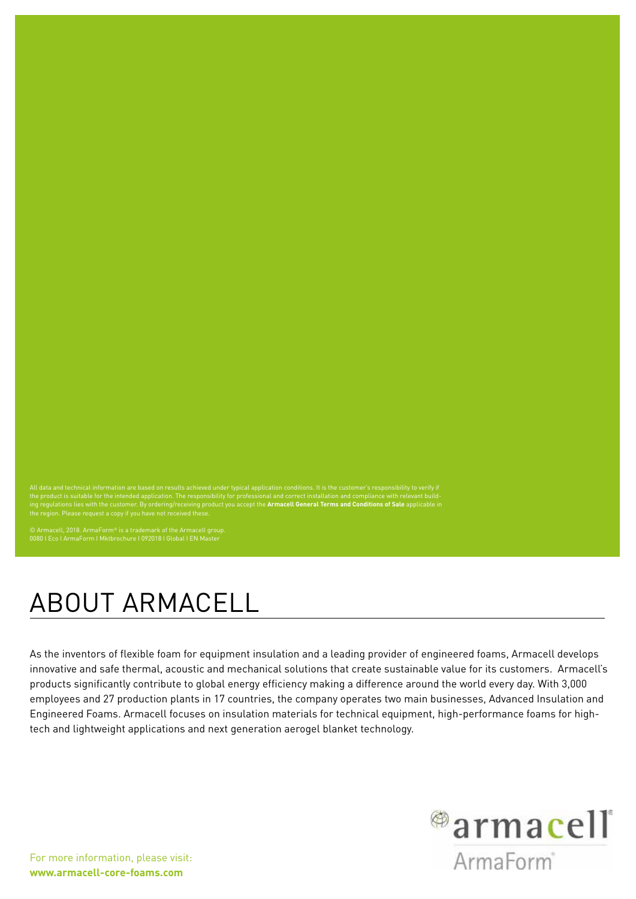All data and technical information are based on results achieved under typical application conditions. It is the customer's responsibility to verify if the product is suitable for the intended application. The responsibility for professional and correct installation and compliance with relevant building regulations lies with the customer. By ordering/receiving product you accept the **Armacell General Terms and Conditions of Sale** applicable in the region. Please request a copy if you have not received these.

© Armacell, 2018. ArmaForm® is a trademark of the Armacell group.
0080 | Eco | ArmaForm | Mktbrochure | 092018 | Global | EN Master

# ABOUT ARMACELL

As the inventors of flexible foam for equipment insulation and a leading provider of engineered foams, Armacell develops innovative and safe thermal, acoustic and mechanical solutions that create sustainable value for its customers. Armacell's products significantly contribute to global energy efficiency making a difference around the world every day. With 3,000 employees and 27 production plants in 17 countries, the company operates two main businesses, Advanced Insulation and Engineered Foams. Armacell focuses on insulation materials for technical equipment, high-performance foams for high-tech and lightweight applications and next generation aerogel blanket technology.

For more information, please visit:
**www.armacell-core-foams.com**

armacell®
ArmaForm®